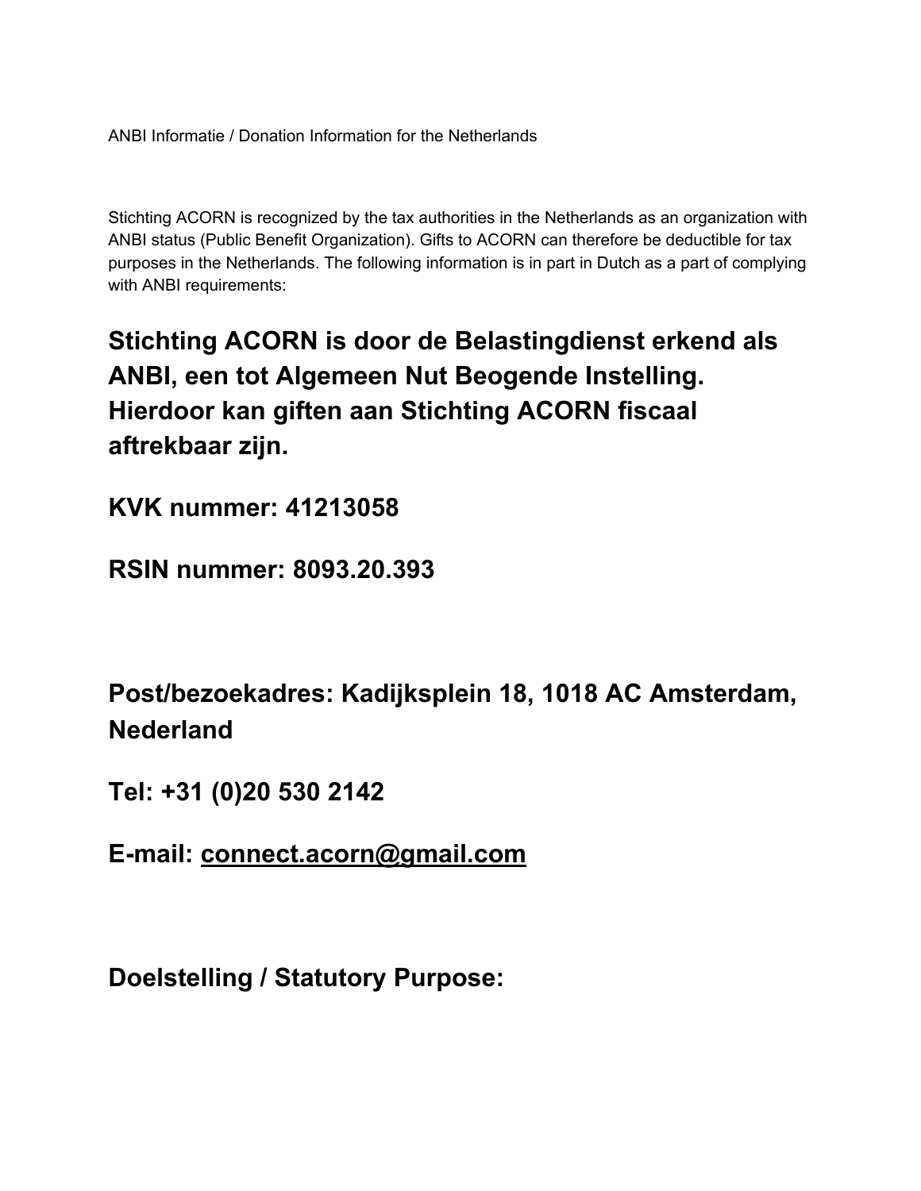ANBI Informatie / Donation Information for the Netherlands

Stichting ACORN is recognized by the tax authorities in the Netherlands as an organization with ANBI status (Public Benefit Organization). Gifts to ACORN can therefore be deductible for tax purposes in the Netherlands. The following information is in part in Dutch as a part of complying with ANBI requirements:

## Stichting ACORN is door de Belastingdienst erkend als ANBI, een tot Algemeen Nut Beogende Instelling. Hierdoor kan giften aan Stichting ACORN fiscaal aftrekbaar zijn.

## KVK nummer: 41213058

## RSIN nummer: 8093.20.393

## Post/bezoekadres: Kadijksplein 18, 1018 AC Amsterdam, Nederland

## Tel: +31 (0)20 530 2142

## E-mail: connect.acorn@gmail.com

## Doelstelling / Statutory Purpose: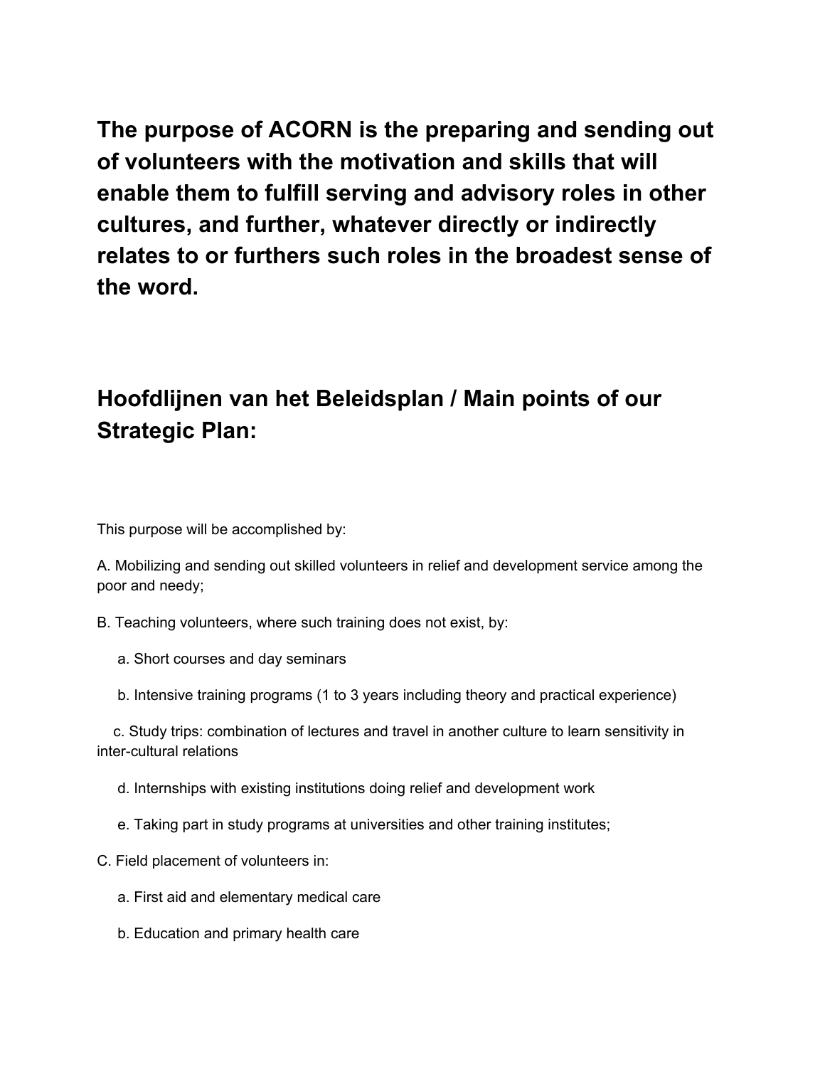**The purpose of ACORN is the preparing and sending out of volunteers with the motivation and skills that will enable them to fulfill serving and advisory roles in other cultures, and further, whatever directly or indirectly relates to or furthers such roles in the broadest sense of the word.**

## Hoofdlijnen van het Beleidsplan / Main points of our Strategic Plan:

This purpose will be accomplished by:

A. Mobilizing and sending out skilled volunteers in relief and development service among the poor and needy;

B. Teaching volunteers, where such training does not exist, by:

a. Short courses and day seminars

b. Intensive training programs (1 to 3 years including theory and practical experience)

c. Study trips: combination of lectures and travel in another culture to learn sensitivity in inter-cultural relations

d. Internships with existing institutions doing relief and development work

e. Taking part in study programs at universities and other training institutes;

C. Field placement of volunteers in:

a. First aid and elementary medical care

b. Education and primary health care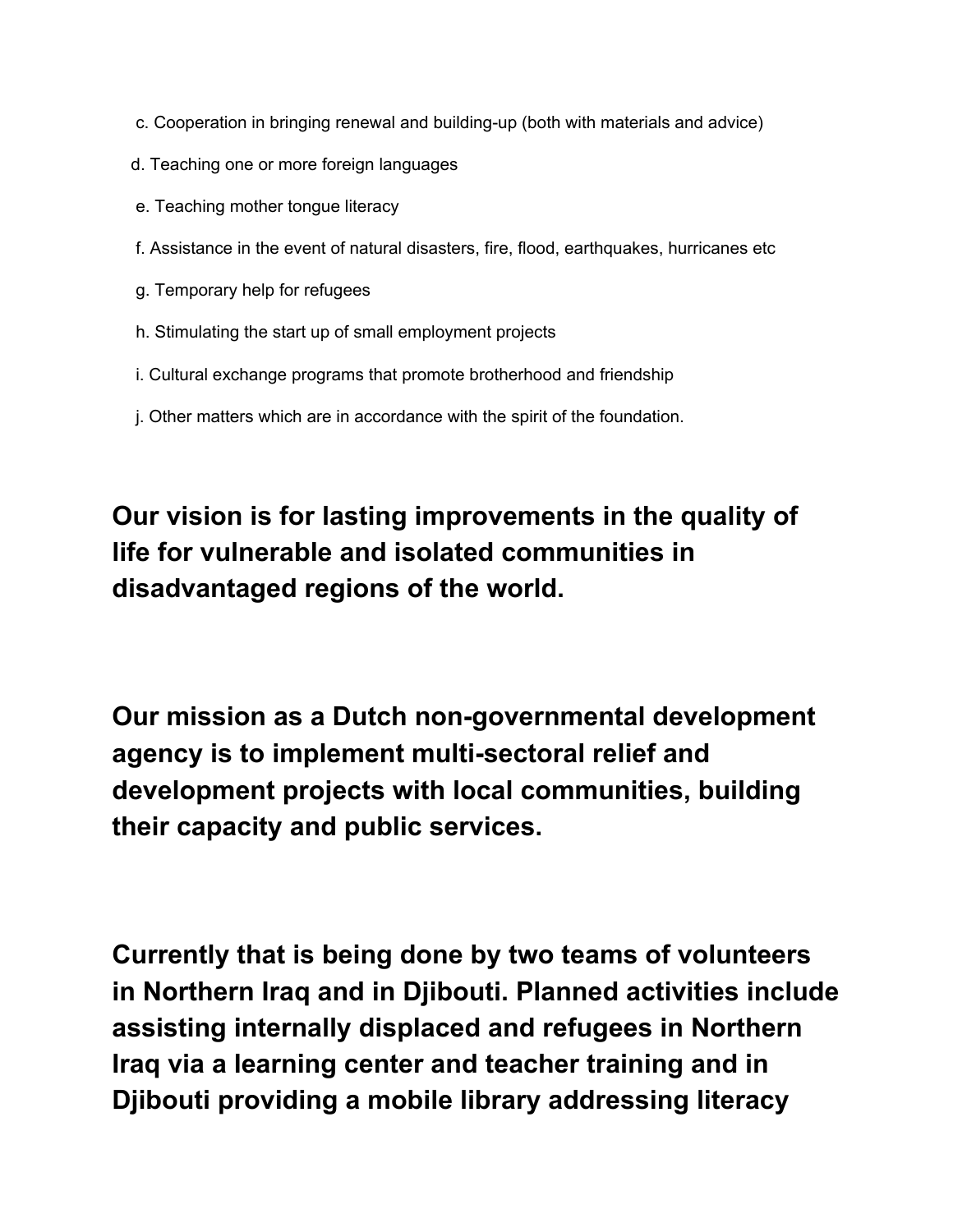c. Cooperation in bringing renewal and building-up (both with materials and advice)

d. Teaching one or more foreign languages

e. Teaching mother tongue literacy

f. Assistance in the event of natural disasters, fire, flood, earthquakes, hurricanes etc

g. Temporary help for refugees

h. Stimulating the start up of small employment projects

i. Cultural exchange programs that promote brotherhood and friendship

j. Other matters which are in accordance with the spirit of the foundation.

**Our vision is for lasting improvements in the quality of life for vulnerable and isolated communities in disadvantaged regions of the world.**

**Our mission as a Dutch non-governmental development agency is to implement multi-sectoral relief and development projects with local communities, building their capacity and public services.**

**Currently that is being done by two teams of volunteers in Northern Iraq and in Djibouti. Planned activities include assisting internally displaced and refugees in Northern Iraq via a learning center and teacher training and in Djibouti providing a mobile library addressing literacy**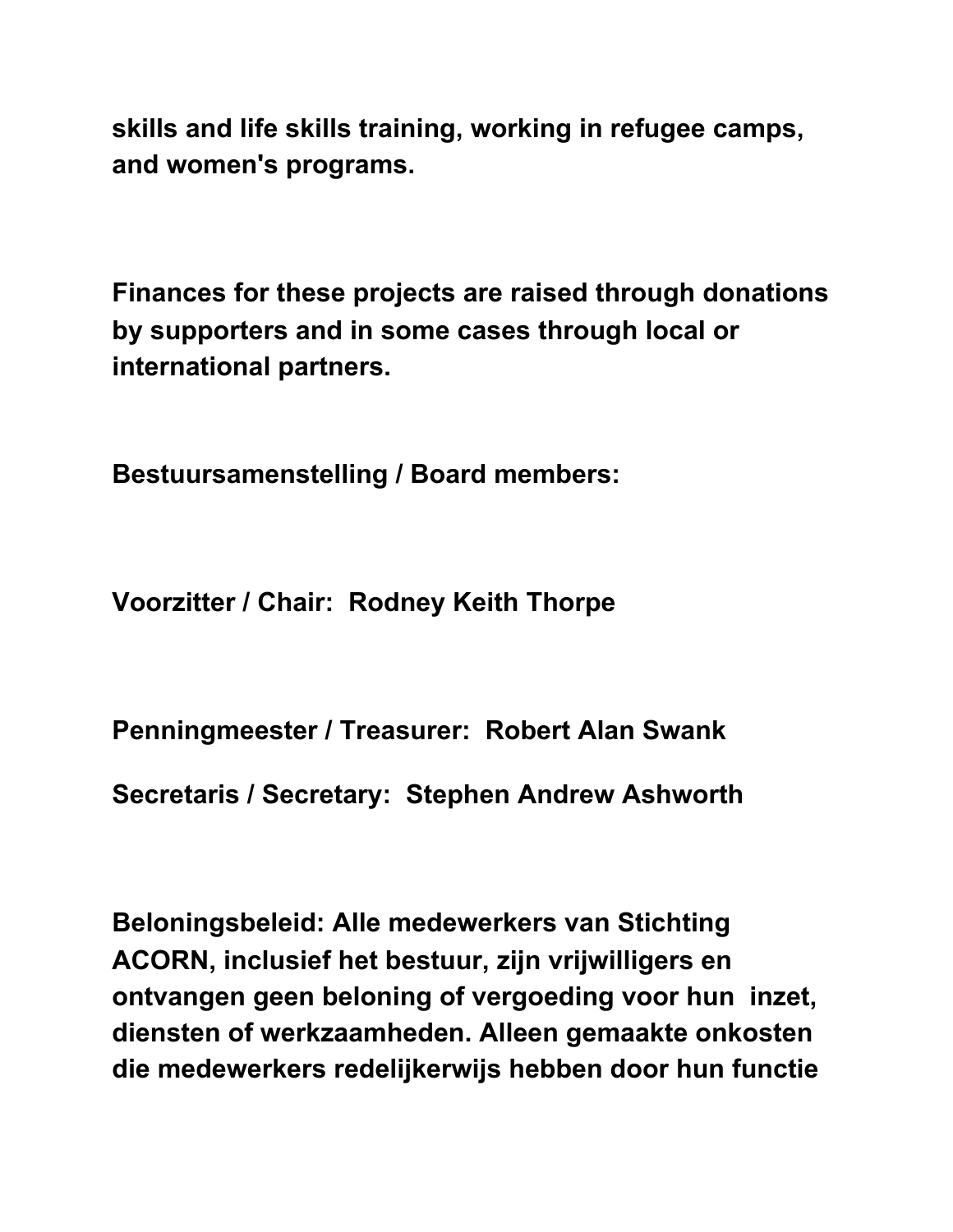**skills and life skills training, working in refugee camps, and women's programs.**

**Finances for these projects are raised through donations by supporters and in some cases through local or international partners.**

**Bestuursamenstelling / Board members:**

**Voorzitter / Chair: Rodney Keith Thorpe**

**Penningmeester / Treasurer: Robert Alan Swank**

**Secretaris / Secretary: Stephen Andrew Ashworth**

**Beloningsbeleid: Alle medewerkers van Stichting ACORN, inclusief het bestuur, zijn vrijwilligers en ontvangen geen beloning of vergoeding voor hun inzet, diensten of werkzaamheden. Alleen gemaakte onkosten die medewerkers redelijkerwijs hebben door hun functie**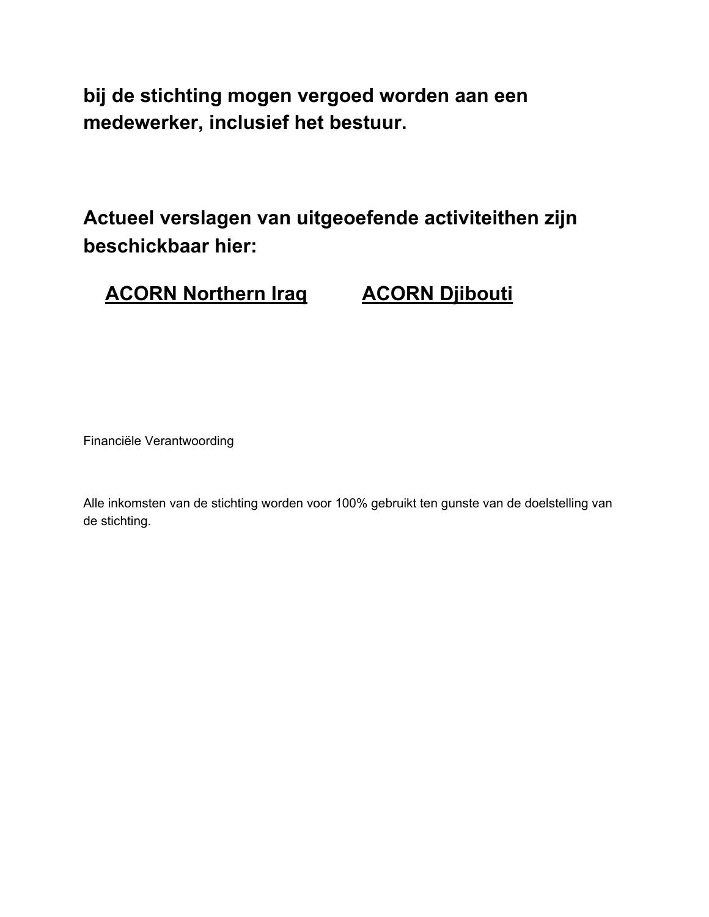**bij de stichting mogen vergoed worden aan een medewerker, inclusief het bestuur.**

**Actueel verslagen van uitgeoefende activiteithen zijn beschickbaar hier:**

**ACORN Northern Iraq** **ACORN Djibouti**

Financiële Verantwoording

Alle inkomsten van de stichting worden voor 100% gebruikt ten gunste van de doelstelling van de stichting.